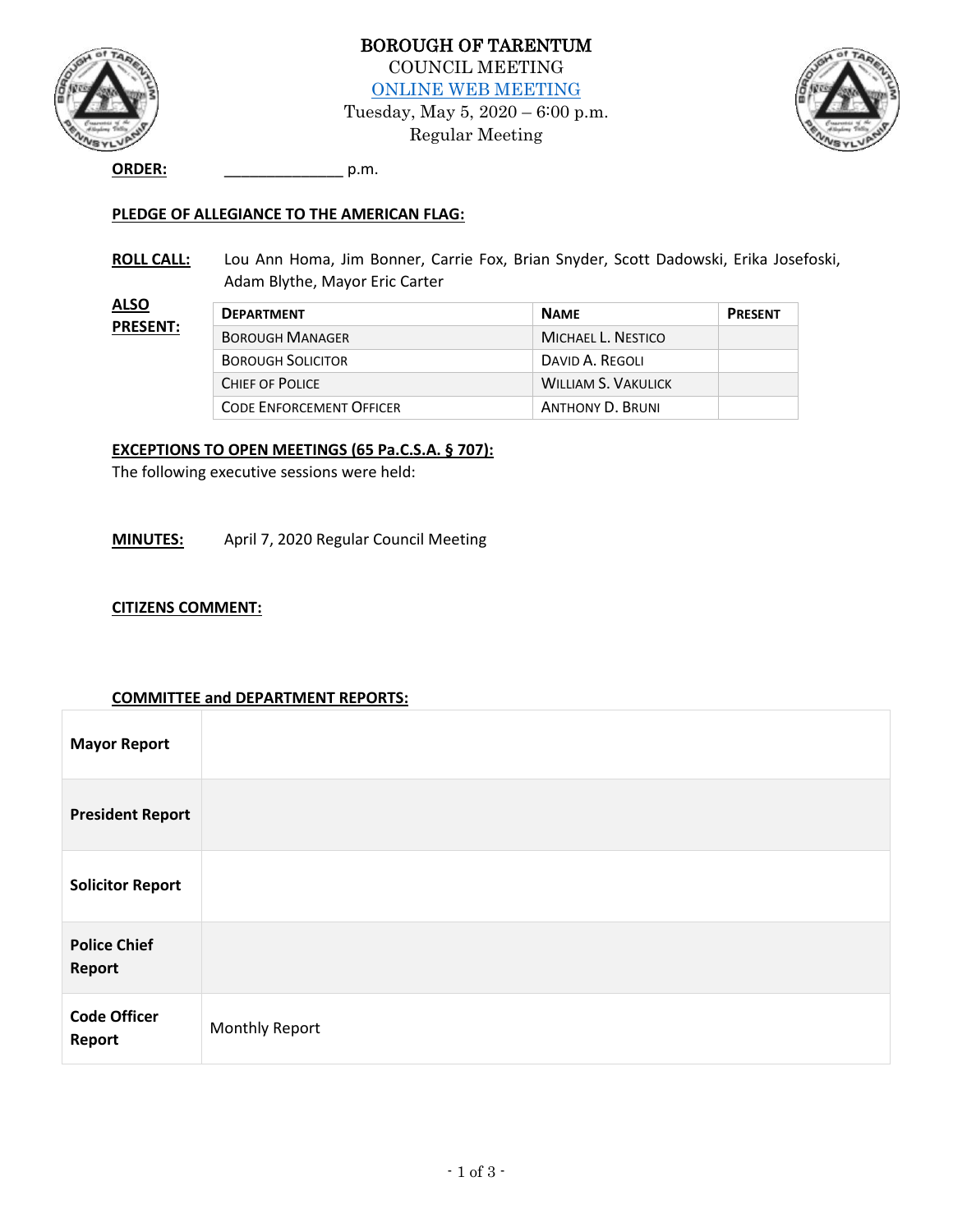# BOROUGH OF TARENTUM

COUNCIL MEETING

ONLINE WEB MEETING

Tuesday, May 5, 2020 – 6:00 p.m.

Regular Meeting

**ORDER:** ______________ p.m.

**PLEDGE OF ALLEGIANCE TO THE AMERICAN FLAG:**

**ROLL CALL:** Lou Ann Homa, Jim Bonner, Carrie Fox, Brian Snyder, Scott Dadowski, Erika Josefoski, Adam Blythe, Mayor Eric Carter

**ALSO PRESENT:**

| DEPARTMENT | NAME | PRESENT |
|---|---|---|
| BOROUGH MANAGER | MICHAEL L. NESTICO | |
| BOROUGH SOLICITOR | DAVID A. REGOLI | |
| CHIEF OF POLICE | WILLIAM S. VAKULICK | |
| CODE ENFORCEMENT OFFICER | ANTHONY D. BRUNI | |

**EXCEPTIONS TO OPEN MEETINGS (65 Pa.C.S.A. § 707):**

The following executive sessions were held:

**MINUTES:** April 7, 2020 Regular Council Meeting

**CITIZENS COMMENT:**

**COMMITTEE and DEPARTMENT REPORTS:**

| | |
|---|---|
| **Mayor Report** | |
| **President Report** | |
| **Solicitor Report** | |
| **Police Chief Report** | |
| **Code Officer Report** | Monthly Report |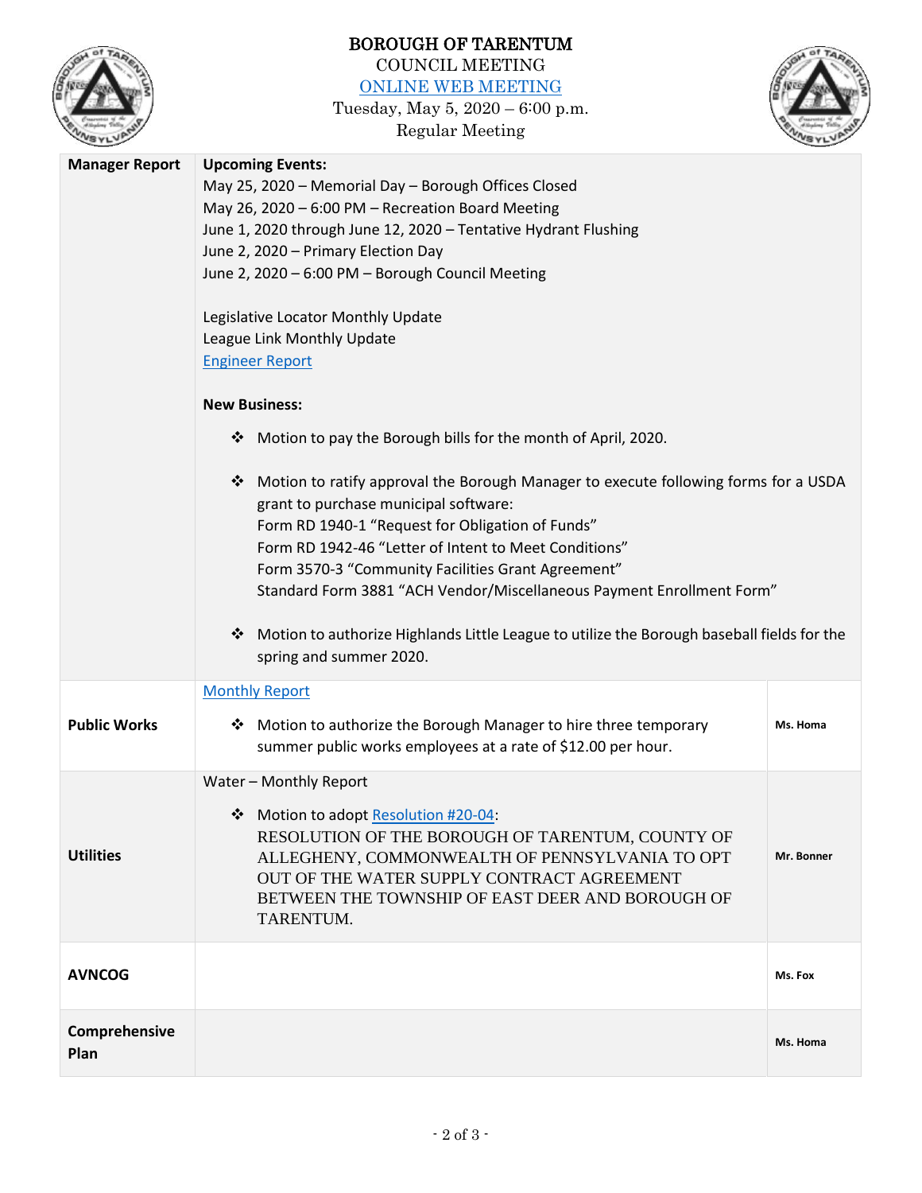# BOROUGH OF TARENTUM

COUNCIL MEETING

ONLINE WEB MEETING

Tuesday, May 5, 2020 – 6:00 p.m.

Regular Meeting

| | | |
|---|---|---|
| **Manager Report** | **Upcoming Events:**<br>May 25, 2020 – Memorial Day – Borough Offices Closed<br>May 26, 2020 – 6:00 PM – Recreation Board Meeting<br>June 1, 2020 through June 12, 2020 – Tentative Hydrant Flushing<br>June 2, 2020 – Primary Election Day<br>June 2, 2020 – 6:00 PM – Borough Council Meeting<br><br>Legislative Locator Monthly Update<br>League Link Monthly Update<br>Engineer Report<br><br>**New Business:**<br>❖ Motion to pay the Borough bills for the month of April, 2020.<br><br>❖ Motion to ratify approval the Borough Manager to execute following forms for a USDA grant to purchase municipal software:<br>Form RD 1940-1 "Request for Obligation of Funds"<br>Form RD 1942-46 "Letter of Intent to Meet Conditions"<br>Form 3570-3 "Community Facilities Grant Agreement"<br>Standard Form 3881 "ACH Vendor/Miscellaneous Payment Enrollment Form"<br><br>❖ Motion to authorize Highlands Little League to utilize the Borough baseball fields for the spring and summer 2020. | |
| **Public Works** | Monthly Report<br><br>❖ Motion to authorize the Borough Manager to hire three temporary summer public works employees at a rate of $12.00 per hour. | Ms. Homa |
| **Utilities** | Water – Monthly Report<br><br>❖ Motion to adopt Resolution #20-04:<br>RESOLUTION OF THE BOROUGH OF TARENTUM, COUNTY OF ALLEGHENY, COMMONWEALTH OF PENNSYLVANIA TO OPT OUT OF THE WATER SUPPLY CONTRACT AGREEMENT BETWEEN THE TOWNSHIP OF EAST DEER AND BOROUGH OF TARENTUM. | Mr. Bonner |
| **AVNCOG** | | Ms. Fox |
| **Comprehensive Plan** | | Ms. Homa |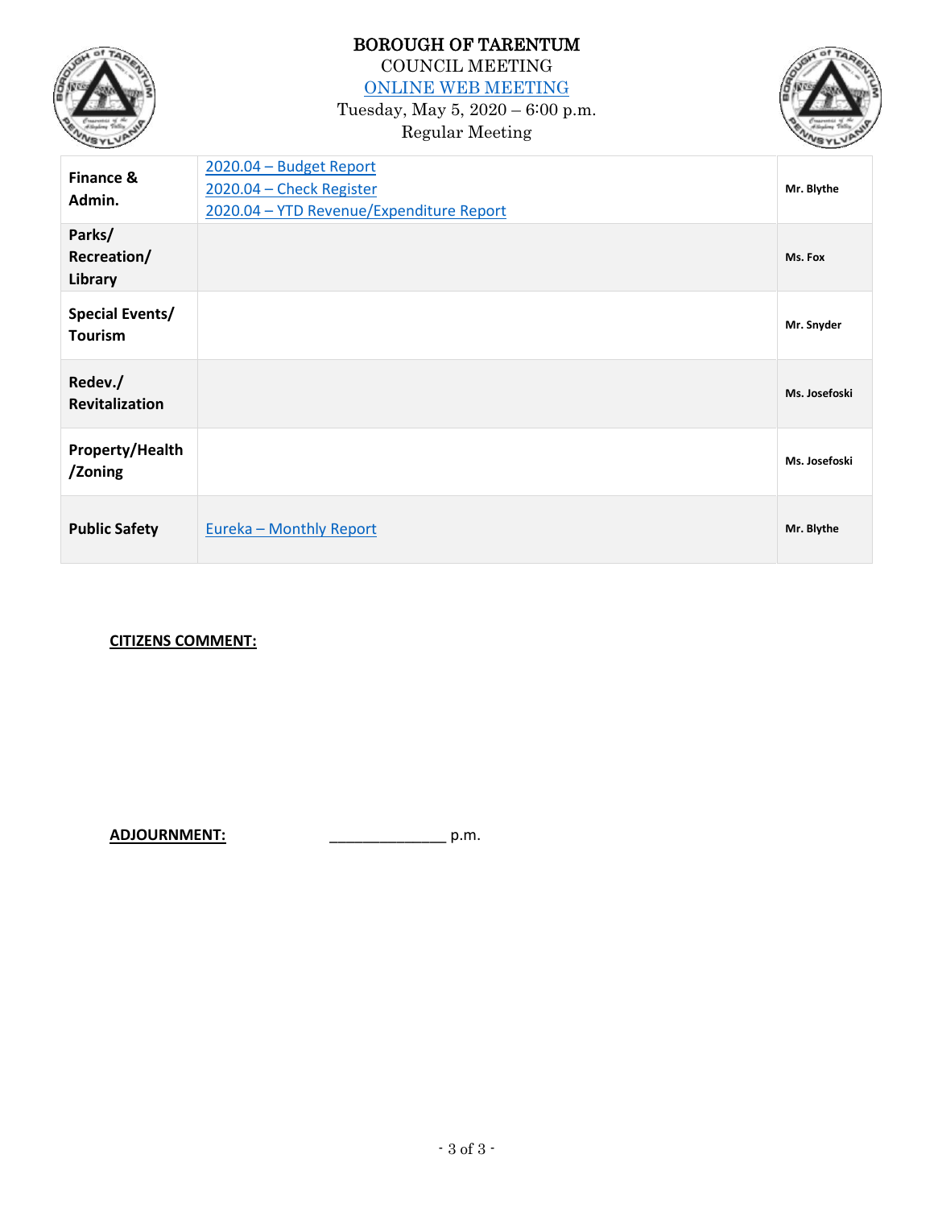BOROUGH OF TARENTUM
COUNCIL MEETING
ONLINE WEB MEETING
Tuesday, May 5, 2020 – 6:00 p.m.
Regular Meeting

| | | |
|---|---|---|
| **Finance & Admin.** | 2020.04 – Budget Report<br>2020.04 – Check Register<br>2020.04 – YTD Revenue/Expenditure Report | **Mr. Blythe** |
| **Parks/ Recreation/ Library** | | **Ms. Fox** |
| **Special Events/ Tourism** | | **Mr. Snyder** |
| **Redev./ Revitalization** | | **Ms. Josefoski** |
| **Property/Health /Zoning** | | **Ms. Josefoski** |
| **Public Safety** | Eureka – Monthly Report | **Mr. Blythe** |

**CITIZENS COMMENT:**

**ADJOURNMENT:** ______________ p.m.